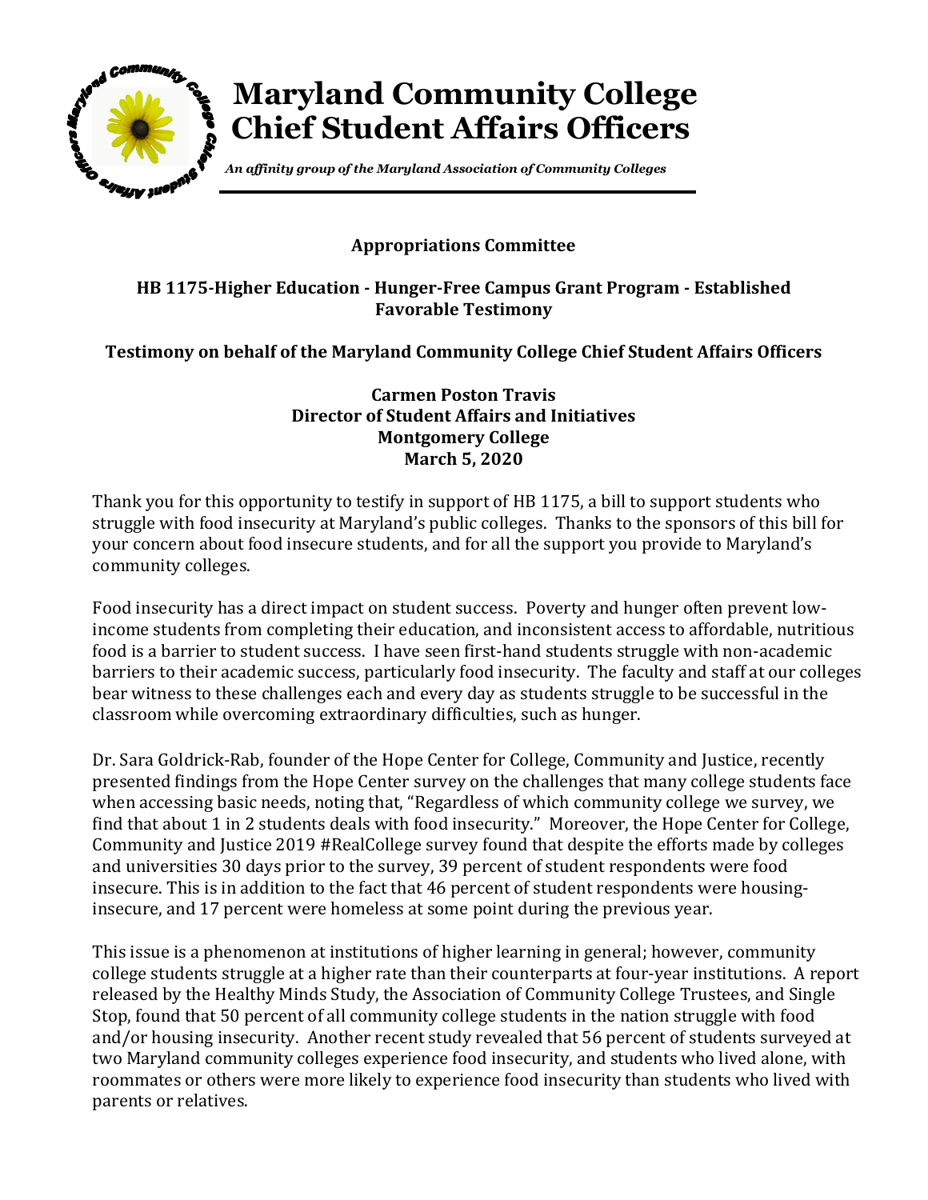# Maryland Community College Chief Student Affairs Officers

*An affinity group of the Maryland Association of Community Colleges*

**Appropriations Committee**

**HB 1175-Higher Education - Hunger-Free Campus Grant Program - Established Favorable Testimony**

**Testimony on behalf of the Maryland Community College Chief Student Affairs Officers**

**Carmen Poston Travis**
**Director of Student Affairs and Initiatives**
**Montgomery College**
**March 5, 2020**

Thank you for this opportunity to testify in support of HB 1175, a bill to support students who struggle with food insecurity at Maryland's public colleges. Thanks to the sponsors of this bill for your concern about food insecure students, and for all the support you provide to Maryland's community colleges.

Food insecurity has a direct impact on student success. Poverty and hunger often prevent low-income students from completing their education, and inconsistent access to affordable, nutritious food is a barrier to student success. I have seen first-hand students struggle with non-academic barriers to their academic success, particularly food insecurity. The faculty and staff at our colleges bear witness to these challenges each and every day as students struggle to be successful in the classroom while overcoming extraordinary difficulties, such as hunger.

Dr. Sara Goldrick-Rab, founder of the Hope Center for College, Community and Justice, recently presented findings from the Hope Center survey on the challenges that many college students face when accessing basic needs, noting that, "Regardless of which community college we survey, we find that about 1 in 2 students deals with food insecurity." Moreover, the Hope Center for College, Community and Justice 2019 #RealCollege survey found that despite the efforts made by colleges and universities 30 days prior to the survey, 39 percent of student respondents were food insecure. This is in addition to the fact that 46 percent of student respondents were housing-insecure, and 17 percent were homeless at some point during the previous year.

This issue is a phenomenon at institutions of higher learning in general; however, community college students struggle at a higher rate than their counterparts at four-year institutions. A report released by the Healthy Minds Study, the Association of Community College Trustees, and Single Stop, found that 50 percent of all community college students in the nation struggle with food and/or housing insecurity. Another recent study revealed that 56 percent of students surveyed at two Maryland community colleges experience food insecurity, and students who lived alone, with roommates or others were more likely to experience food insecurity than students who lived with parents or relatives.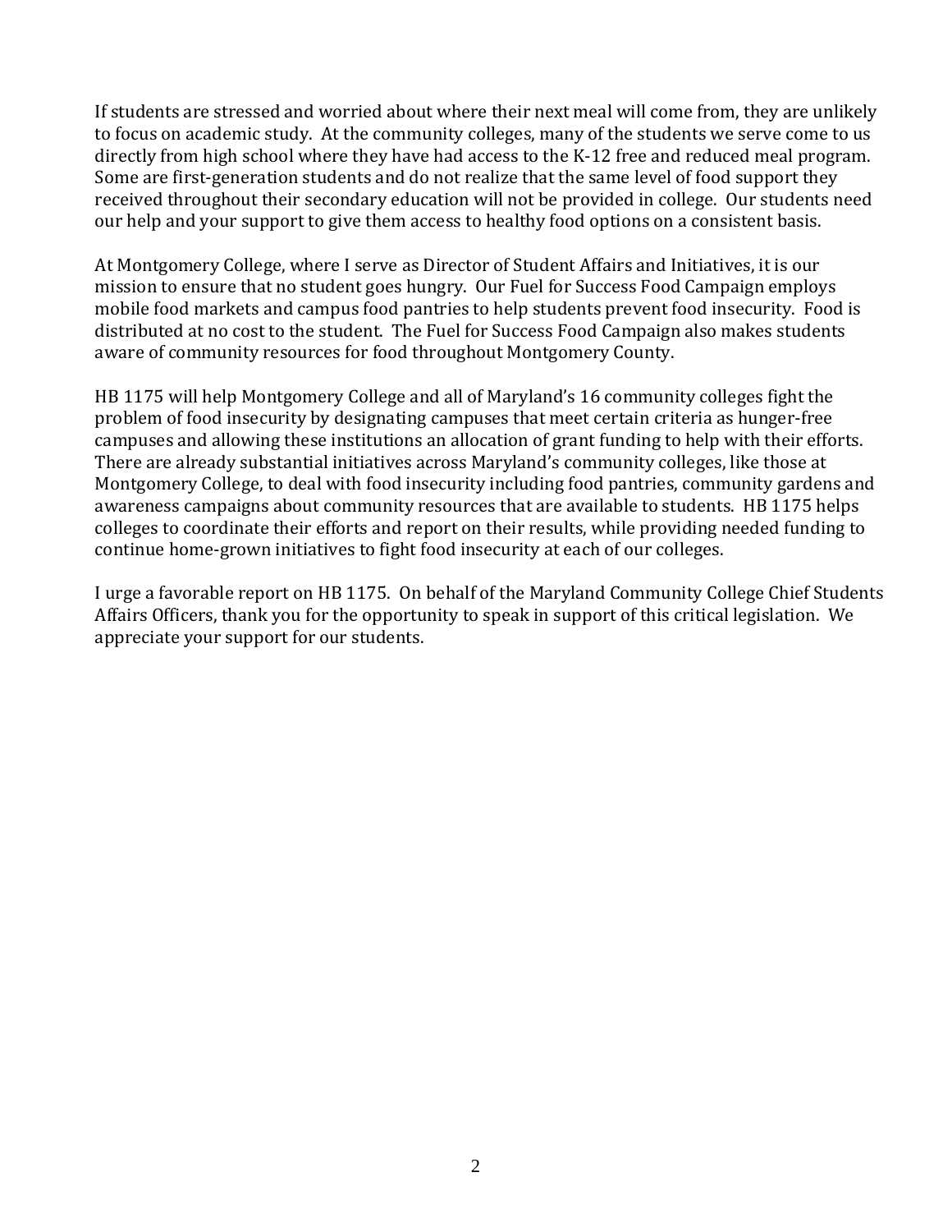If students are stressed and worried about where their next meal will come from, they are unlikely to focus on academic study. At the community colleges, many of the students we serve come to us directly from high school where they have had access to the K-12 free and reduced meal program. Some are first-generation students and do not realize that the same level of food support they received throughout their secondary education will not be provided in college. Our students need our help and your support to give them access to healthy food options on a consistent basis.

At Montgomery College, where I serve as Director of Student Affairs and Initiatives, it is our mission to ensure that no student goes hungry. Our Fuel for Success Food Campaign employs mobile food markets and campus food pantries to help students prevent food insecurity. Food is distributed at no cost to the student. The Fuel for Success Food Campaign also makes students aware of community resources for food throughout Montgomery County.

HB 1175 will help Montgomery College and all of Maryland's 16 community colleges fight the problem of food insecurity by designating campuses that meet certain criteria as hunger-free campuses and allowing these institutions an allocation of grant funding to help with their efforts. There are already substantial initiatives across Maryland's community colleges, like those at Montgomery College, to deal with food insecurity including food pantries, community gardens and awareness campaigns about community resources that are available to students. HB 1175 helps colleges to coordinate their efforts and report on their results, while providing needed funding to continue home-grown initiatives to fight food insecurity at each of our colleges.

I urge a favorable report on HB 1175. On behalf of the Maryland Community College Chief Students Affairs Officers, thank you for the opportunity to speak in support of this critical legislation. We appreciate your support for our students.